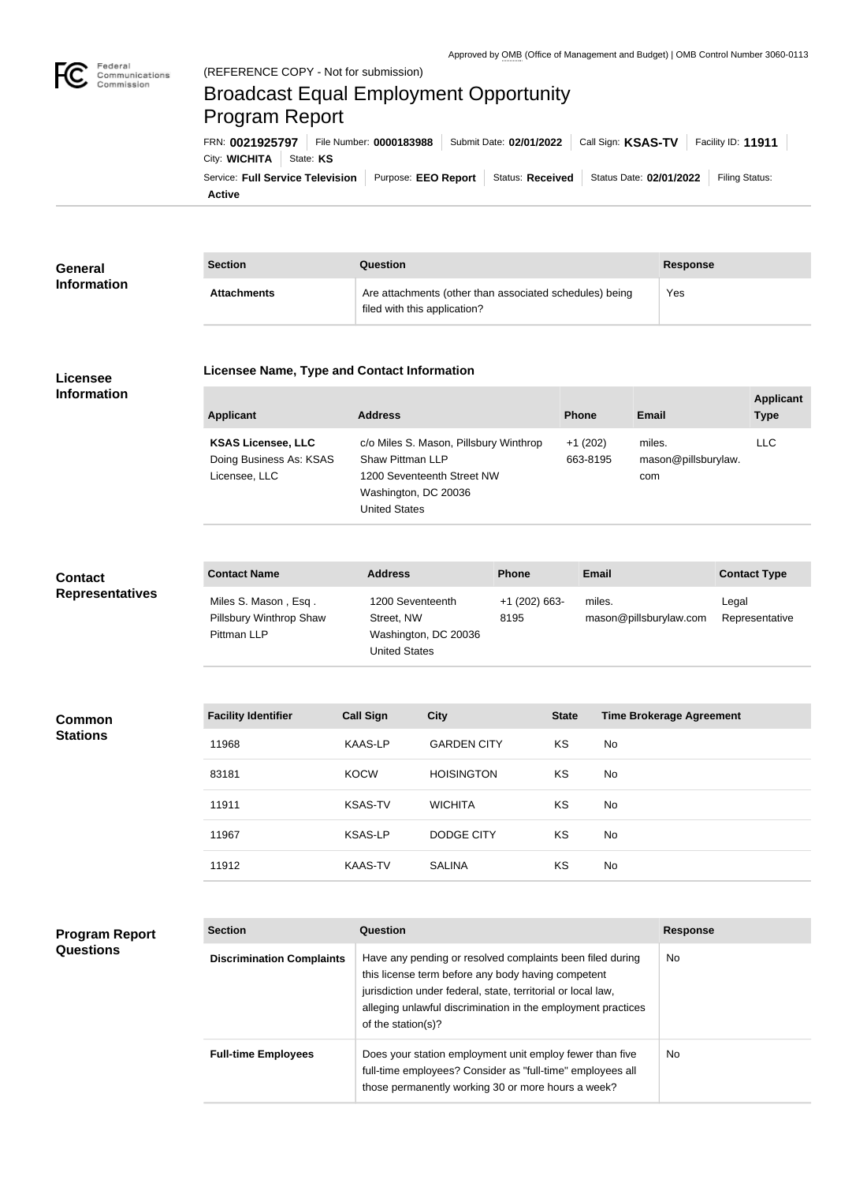Approved by OMB (Office of Management and Budget) | OMB Control Number 3060-0113

(REFERENCE COPY - Not for submission)

# Broadcast Equal Employment Opportunity Program Report

FRN: **0021925797** | File Number: **0000183988** | Submit Date: **02/01/2022** | Call Sign: **KSAS-TV** | Facility ID: **11911** | City: **WICHITA** | State: **KS**

Service: **Full Service Television** | Purpose: **EEO Report** | Status: **Received** | Status Date: **02/01/2022** | Filing Status: **Active**

## General Information

| Section | Question | Response |
| --- | --- | --- |
| **Attachments** | Are attachments (other than associated schedules) being filed with this application? | Yes |

## Licensee Information

### Licensee Name, Type and Contact Information

| Applicant | Address | Phone | Email | Applicant Type |
| --- | --- | --- | --- | --- |
| **KSAS Licensee, LLC** Doing Business As: KSAS Licensee, LLC | c/o Miles S. Mason, Pillsbury Winthrop Shaw Pittman LLP 1200 Seventeenth Street NW Washington, DC 20036 United States | +1 (202) 663-8195 | miles.mason@pillsburylaw.com | LLC |

## Contact Representatives

| Contact Name | Address | Phone | Email | Contact Type |
| --- | --- | --- | --- | --- |
| Miles S. Mason , Esq . Pillsbury Winthrop Shaw Pittman LLP | 1200 Seventeenth Street, NW Washington, DC 20036 United States | +1 (202) 663-8195 | miles.mason@pillsburylaw.com | Legal Representative |

## Common Stations

| Facility Identifier | Call Sign | City | State | Time Brokerage Agreement |
| --- | --- | --- | --- | --- |
| 11968 | KAAS-LP | GARDEN CITY | KS | No |
| 83181 | KOCW | HOISINGTON | KS | No |
| 11911 | KSAS-TV | WICHITA | KS | No |
| 11967 | KSAS-LP | DODGE CITY | KS | No |
| 11912 | KAAS-TV | SALINA | KS | No |

## Program Report Questions

| Section | Question | Response |
| --- | --- | --- |
| **Discrimination Complaints** | Have any pending or resolved complaints been filed during this license term before any body having competent jurisdiction under federal, state, territorial or local law, alleging unlawful discrimination in the employment practices of the station(s)? | No |
| **Full-time Employees** | Does your station employment unit employ fewer than five full-time employees? Consider as "full-time" employees all those permanently working 30 or more hours a week? | No |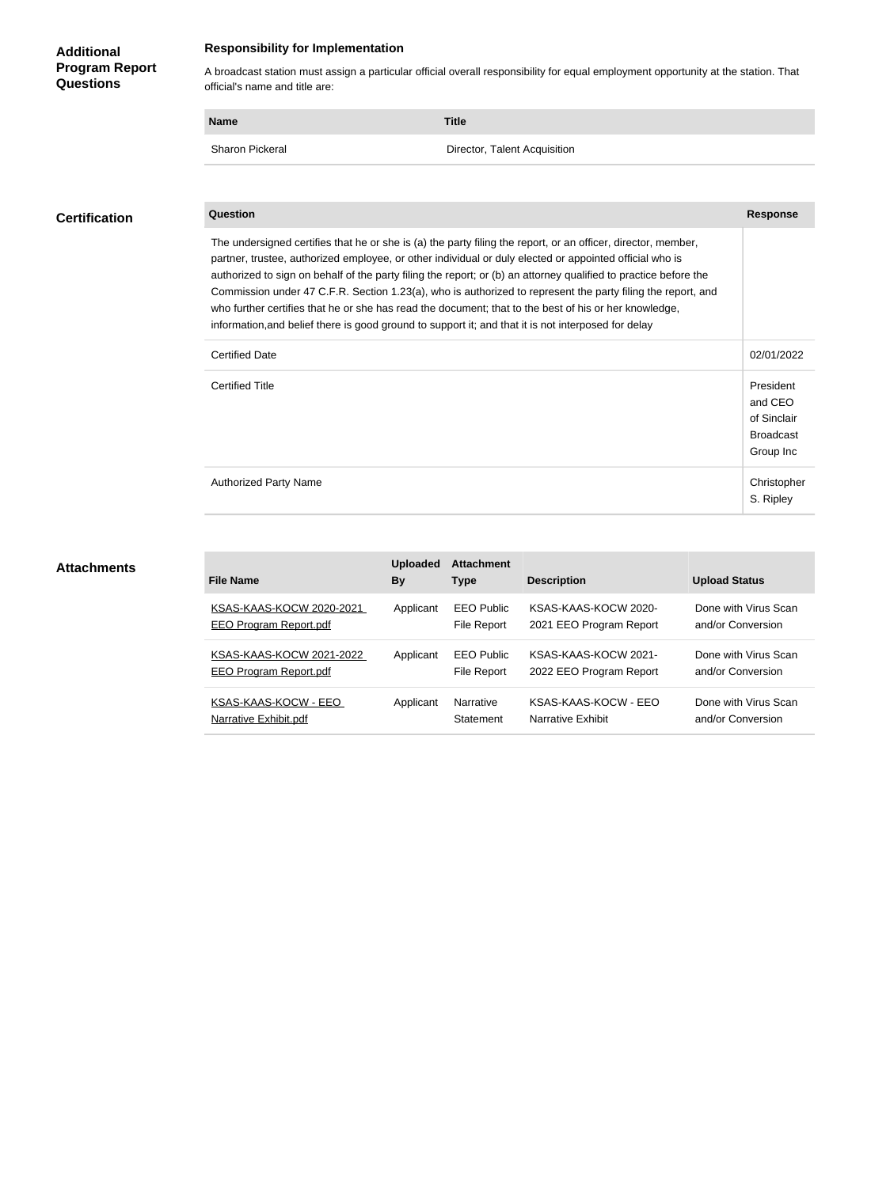## Additional Program Report Questions

### Responsibility for Implementation

A broadcast station must assign a particular official overall responsibility for equal employment opportunity at the station. That official's name and title are:

| Name | Title |
| --- | --- |
| Sharon Pickeral | Director, Talent Acquisition |

## Certification

| Question | Response |
| --- | --- |
| The undersigned certifies that he or she is (a) the party filing the report, or an officer, director, member, partner, trustee, authorized employee, or other individual or duly elected or appointed official who is authorized to sign on behalf of the party filing the report; or (b) an attorney qualified to practice before the Commission under 47 C.F.R. Section 1.23(a), who is authorized to represent the party filing the report, and who further certifies that he or she has read the document; that to the best of his or her knowledge, information,and belief there is good ground to support it; and that it is not interposed for delay | |
| Certified Date | 02/01/2022 |
| Certified Title | President and CEO of Sinclair Broadcast Group Inc |
| Authorized Party Name | Christopher S. Ripley |

## Attachments

| File Name | Uploaded By | Attachment Type | Description | Upload Status |
| --- | --- | --- | --- | --- |
| KSAS-KAAS-KOCW 2020-2021 EEO Program Report.pdf | Applicant | EEO Public File Report | KSAS-KAAS-KOCW 2020-2021 EEO Program Report | Done with Virus Scan and/or Conversion |
| KSAS-KAAS-KOCW 2021-2022 EEO Program Report.pdf | Applicant | EEO Public File Report | KSAS-KAAS-KOCW 2021-2022 EEO Program Report | Done with Virus Scan and/or Conversion |
| KSAS-KAAS-KOCW - EEO Narrative Exhibit.pdf | Applicant | Narrative Statement | KSAS-KAAS-KOCW - EEO Narrative Exhibit | Done with Virus Scan and/or Conversion |